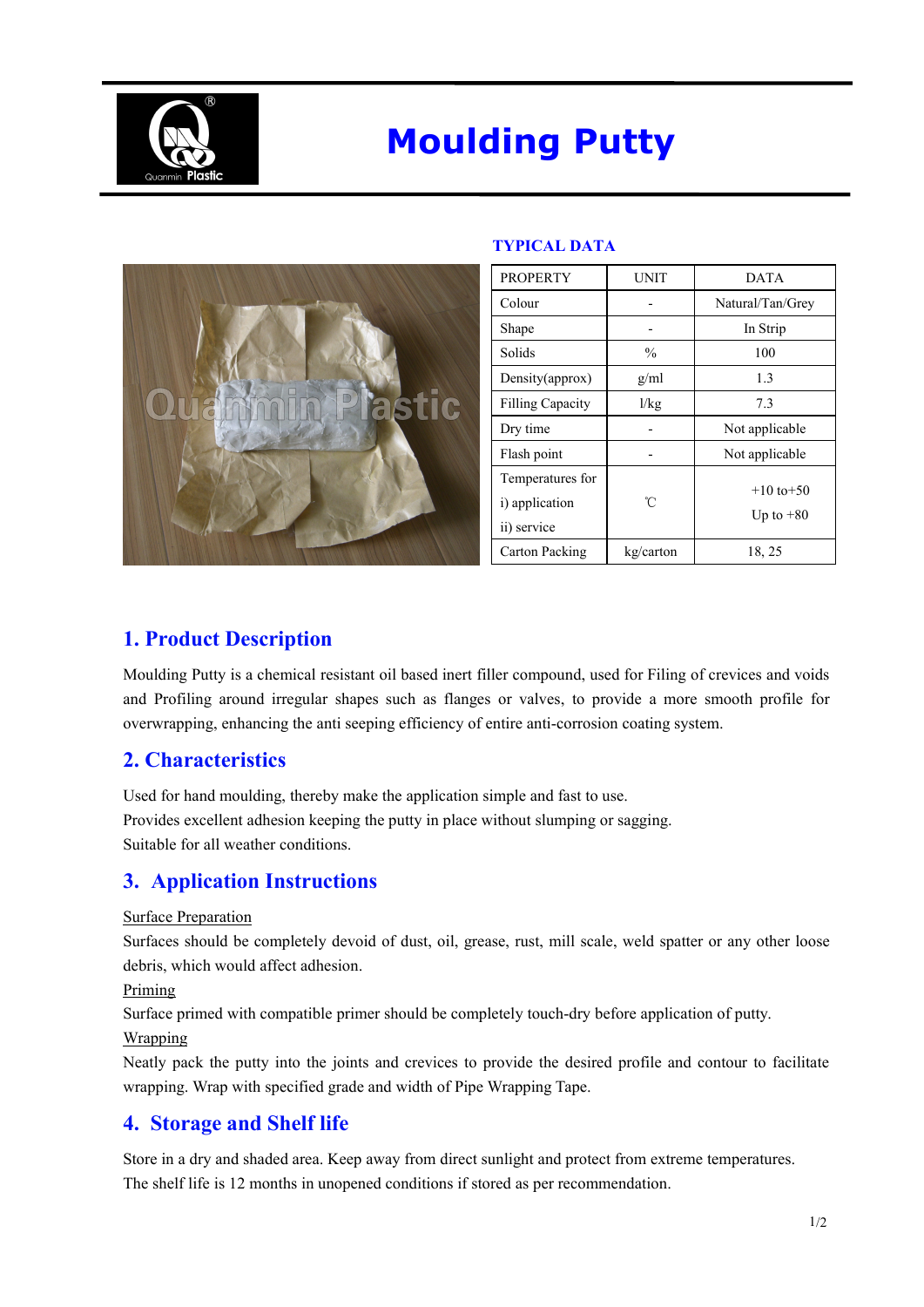# Moulding Putty

**TYPICAL DATA**

| PROPERTY | UNIT | DATA |
|---|---|---|
| Colour | - | Natural/Tan/Grey |
| Shape | - | In Strip |
| Solids | % | 100 |
| Density(approx) | g/ml | 1.3 |
| Filling Capacity | l/kg | 7.3 |
| Dry time | - | Not applicable |
| Flash point | - | Not applicable |
| Temperatures for<br>i) application<br>ii) service | ℃ | +10 to+50<br>Up to +80 |
| Carton Packing | kg/carton | 18, 25 |

## 1. Product Description

Moulding Putty is a chemical resistant oil based inert filler compound, used for Filing of crevices and voids and Profiling around irregular shapes such as flanges or valves, to provide a more smooth profile for overwrapping, enhancing the anti seeping efficiency of entire anti-corrosion coating system.

## 2. Characteristics

Used for hand moulding, thereby make the application simple and fast to use.
Provides excellent adhesion keeping the putty in place without slumping or sagging.
Suitable for all weather conditions.

## 3. Application Instructions

Surface Preparation
Surfaces should be completely devoid of dust, oil, grease, rust, mill scale, weld spatter or any other loose debris, which would affect adhesion.

Priming
Surface primed with compatible primer should be completely touch-dry before application of putty.

Wrapping
Neatly pack the putty into the joints and crevices to provide the desired profile and contour to facilitate wrapping. Wrap with specified grade and width of Pipe Wrapping Tape.

## 4. Storage and Shelf life

Store in a dry and shaded area. Keep away from direct sunlight and protect from extreme temperatures.
The shelf life is 12 months in unopened conditions if stored as per recommendation.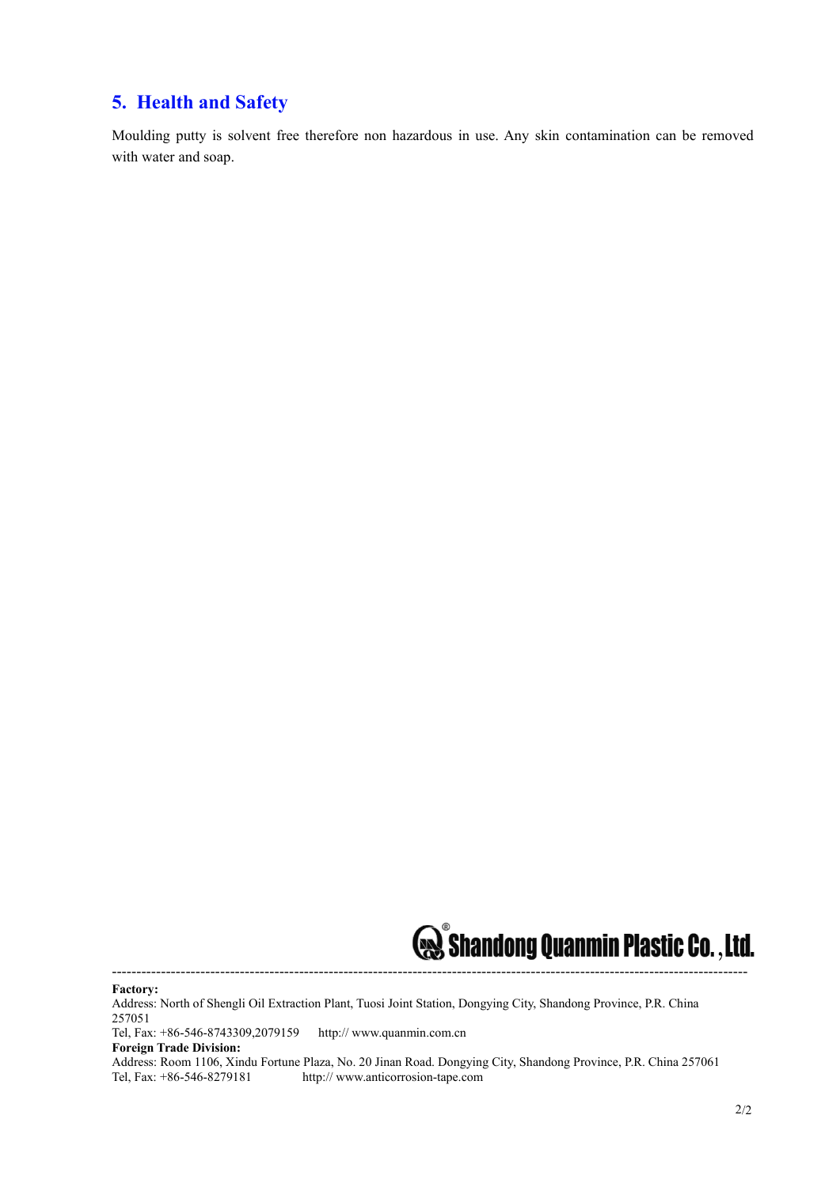## 5. Health and Safety

Moulding putty is solvent free therefore non hazardous in use. Any skin contamination can be removed with water and soap.

Shandong Quanmin Plastic Co., Ltd.

---

**Factory:**
Address: North of Shengli Oil Extraction Plant, Tuosi Joint Station, Dongying City, Shandong Province, P.R. China 257051
Tel, Fax: +86-546-8743309,2079159 http:// www.quanmin.com.cn
**Foreign Trade Division:**
Address: Room 1106, Xindu Fortune Plaza, No. 20 Jinan Road. Dongying City, Shandong Province, P.R. China 257061
Tel, Fax: +86-546-8279181 http:// www.anticorrosion-tape.com